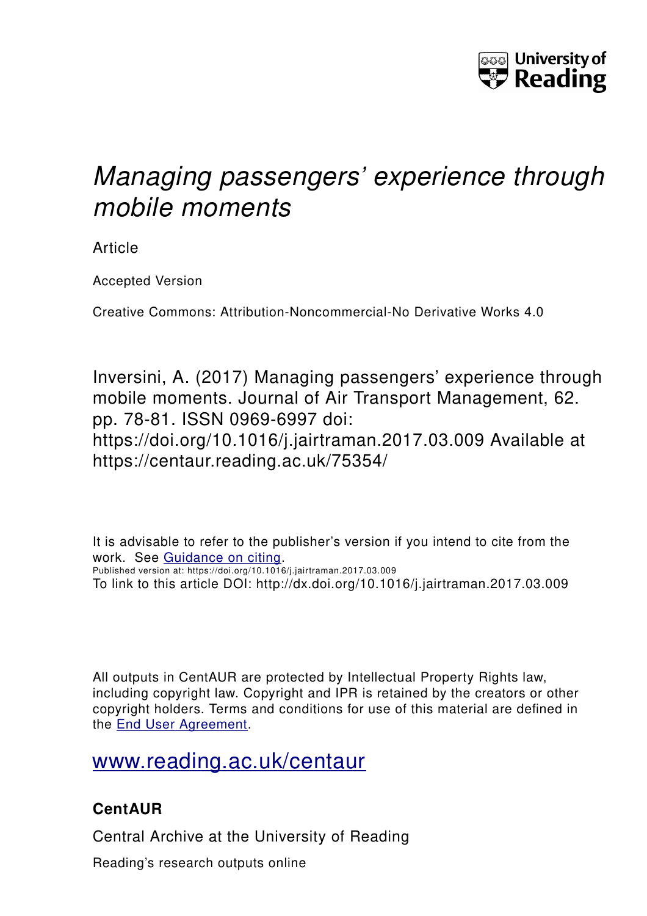University of Reading

# *Managing passengers' experience through mobile moments*

Article

Accepted Version

Creative Commons: Attribution-Noncommercial-No Derivative Works 4.0

Inversini, A. (2017) Managing passengers' experience through mobile moments. Journal of Air Transport Management, 62. pp. 78-81. ISSN 0969-6997 doi: https://doi.org/10.1016/j.jairtraman.2017.03.009 Available at https://centaur.reading.ac.uk/75354/

It is advisable to refer to the publisher's version if you intend to cite from the work. See Guidance on citing.
Published version at: https://doi.org/10.1016/j.jairtraman.2017.03.009
To link to this article DOI: http://dx.doi.org/10.1016/j.jairtraman.2017.03.009

All outputs in CentAUR are protected by Intellectual Property Rights law, including copyright law. Copyright and IPR is retained by the creators or other copyright holders. Terms and conditions for use of this material are defined in the End User Agreement.

www.reading.ac.uk/centaur

**CentAUR**

Central Archive at the University of Reading

Reading's research outputs online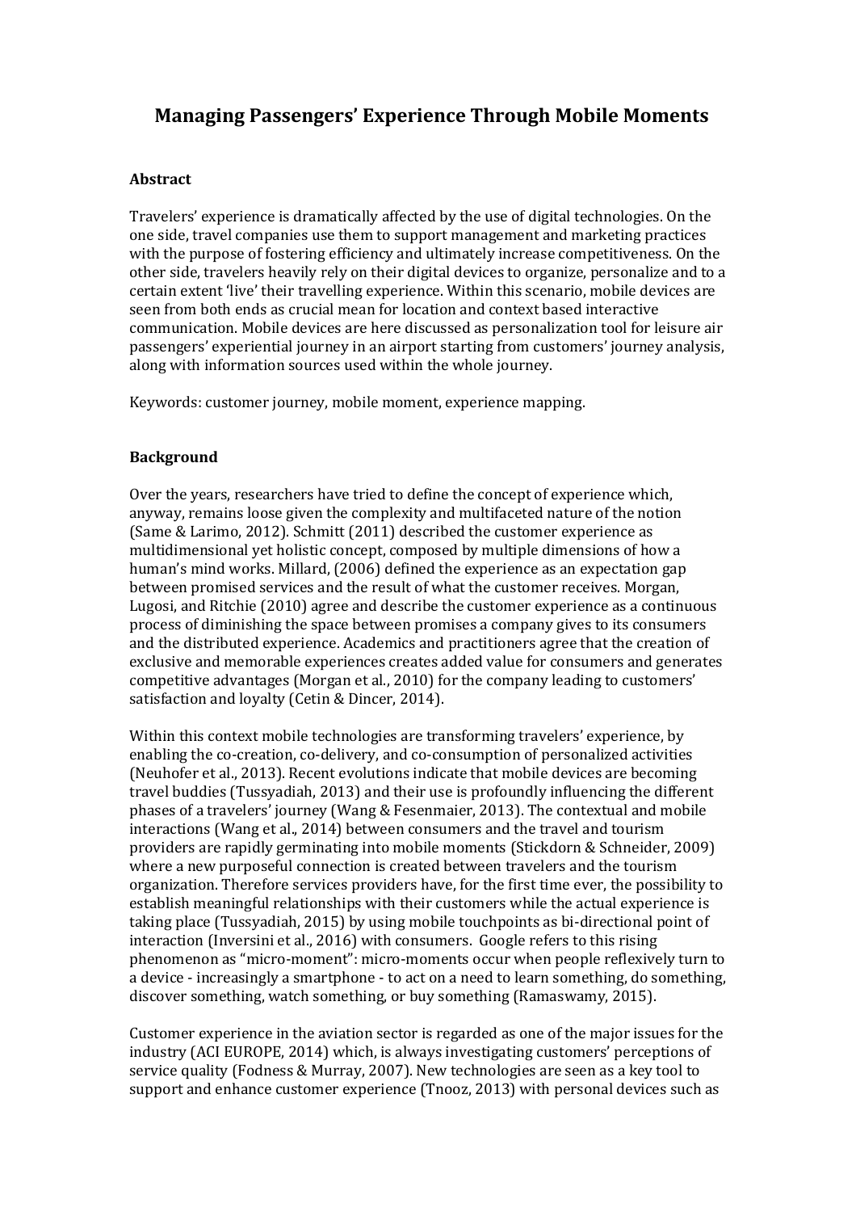# Managing Passengers' Experience Through Mobile Moments

## Abstract

Travelers' experience is dramatically affected by the use of digital technologies. On the one side, travel companies use them to support management and marketing practices with the purpose of fostering efficiency and ultimately increase competitiveness. On the other side, travelers heavily rely on their digital devices to organize, personalize and to a certain extent 'live' their travelling experience. Within this scenario, mobile devices are seen from both ends as crucial mean for location and context based interactive communication. Mobile devices are here discussed as personalization tool for leisure air passengers' experiential journey in an airport starting from customers' journey analysis, along with information sources used within the whole journey.

Keywords: customer journey, mobile moment, experience mapping.

## Background

Over the years, researchers have tried to define the concept of experience which, anyway, remains loose given the complexity and multifaceted nature of the notion (Same & Larimo, 2012). Schmitt (2011) described the customer experience as multidimensional yet holistic concept, composed by multiple dimensions of how a human's mind works. Millard, (2006) defined the experience as an expectation gap between promised services and the result of what the customer receives. Morgan, Lugosi, and Ritchie (2010) agree and describe the customer experience as a continuous process of diminishing the space between promises a company gives to its consumers and the distributed experience. Academics and practitioners agree that the creation of exclusive and memorable experiences creates added value for consumers and generates competitive advantages (Morgan et al., 2010) for the company leading to customers' satisfaction and loyalty (Cetin & Dincer, 2014).

Within this context mobile technologies are transforming travelers' experience, by enabling the co-creation, co-delivery, and co-consumption of personalized activities (Neuhofer et al., 2013). Recent evolutions indicate that mobile devices are becoming travel buddies (Tussyadiah, 2013) and their use is profoundly influencing the different phases of a travelers' journey (Wang & Fesenmaier, 2013). The contextual and mobile interactions (Wang et al., 2014) between consumers and the travel and tourism providers are rapidly germinating into mobile moments (Stickdorn & Schneider, 2009) where a new purposeful connection is created between travelers and the tourism organization. Therefore services providers have, for the first time ever, the possibility to establish meaningful relationships with their customers while the actual experience is taking place (Tussyadiah, 2015) by using mobile touchpoints as bi-directional point of interaction (Inversini et al., 2016) with consumers. Google refers to this rising phenomenon as "micro-moment": micro-moments occur when people reflexively turn to a device - increasingly a smartphone - to act on a need to learn something, do something, discover something, watch something, or buy something (Ramaswamy, 2015).

Customer experience in the aviation sector is regarded as one of the major issues for the industry (ACI EUROPE, 2014) which, is always investigating customers' perceptions of service quality (Fodness & Murray, 2007). New technologies are seen as a key tool to support and enhance customer experience (Tnooz, 2013) with personal devices such as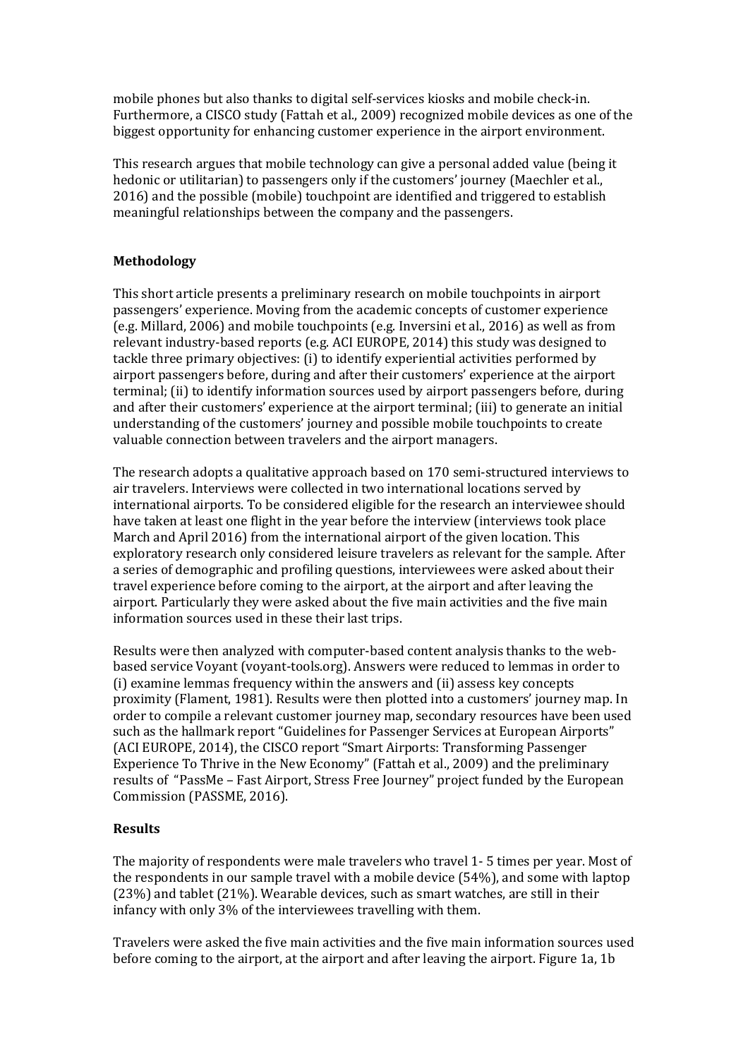mobile phones but also thanks to digital self-services kiosks and mobile check-in. Furthermore, a CISCO study (Fattah et al., 2009) recognized mobile devices as one of the biggest opportunity for enhancing customer experience in the airport environment.

This research argues that mobile technology can give a personal added value (being it hedonic or utilitarian) to passengers only if the customers' journey (Maechler et al., 2016) and the possible (mobile) touchpoint are identified and triggered to establish meaningful relationships between the company and the passengers.

## Methodology

This short article presents a preliminary research on mobile touchpoints in airport passengers' experience. Moving from the academic concepts of customer experience (e.g. Millard, 2006) and mobile touchpoints (e.g. Inversini et al., 2016) as well as from relevant industry-based reports (e.g. ACI EUROPE, 2014) this study was designed to tackle three primary objectives: (i) to identify experiential activities performed by airport passengers before, during and after their customers' experience at the airport terminal; (ii) to identify information sources used by airport passengers before, during and after their customers' experience at the airport terminal; (iii) to generate an initial understanding of the customers' journey and possible mobile touchpoints to create valuable connection between travelers and the airport managers.

The research adopts a qualitative approach based on 170 semi-structured interviews to air travelers. Interviews were collected in two international locations served by international airports. To be considered eligible for the research an interviewee should have taken at least one flight in the year before the interview (interviews took place March and April 2016) from the international airport of the given location. This exploratory research only considered leisure travelers as relevant for the sample. After a series of demographic and profiling questions, interviewees were asked about their travel experience before coming to the airport, at the airport and after leaving the airport. Particularly they were asked about the five main activities and the five main information sources used in these their last trips.

Results were then analyzed with computer-based content analysis thanks to the web-based service Voyant (voyant-tools.org). Answers were reduced to lemmas in order to (i) examine lemmas frequency within the answers and (ii) assess key concepts proximity (Flament, 1981). Results were then plotted into a customers' journey map. In order to compile a relevant customer journey map, secondary resources have been used such as the hallmark report "Guidelines for Passenger Services at European Airports" (ACI EUROPE, 2014), the CISCO report "Smart Airports: Transforming Passenger Experience To Thrive in the New Economy" (Fattah et al., 2009) and the preliminary results of "PassMe – Fast Airport, Stress Free Journey" project funded by the European Commission (PASSME, 2016).

## Results

The majority of respondents were male travelers who travel 1- 5 times per year. Most of the respondents in our sample travel with a mobile device (54%), and some with laptop (23%) and tablet (21%). Wearable devices, such as smart watches, are still in their infancy with only 3% of the interviewees travelling with them.

Travelers were asked the five main activities and the five main information sources used before coming to the airport, at the airport and after leaving the airport. Figure 1a, 1b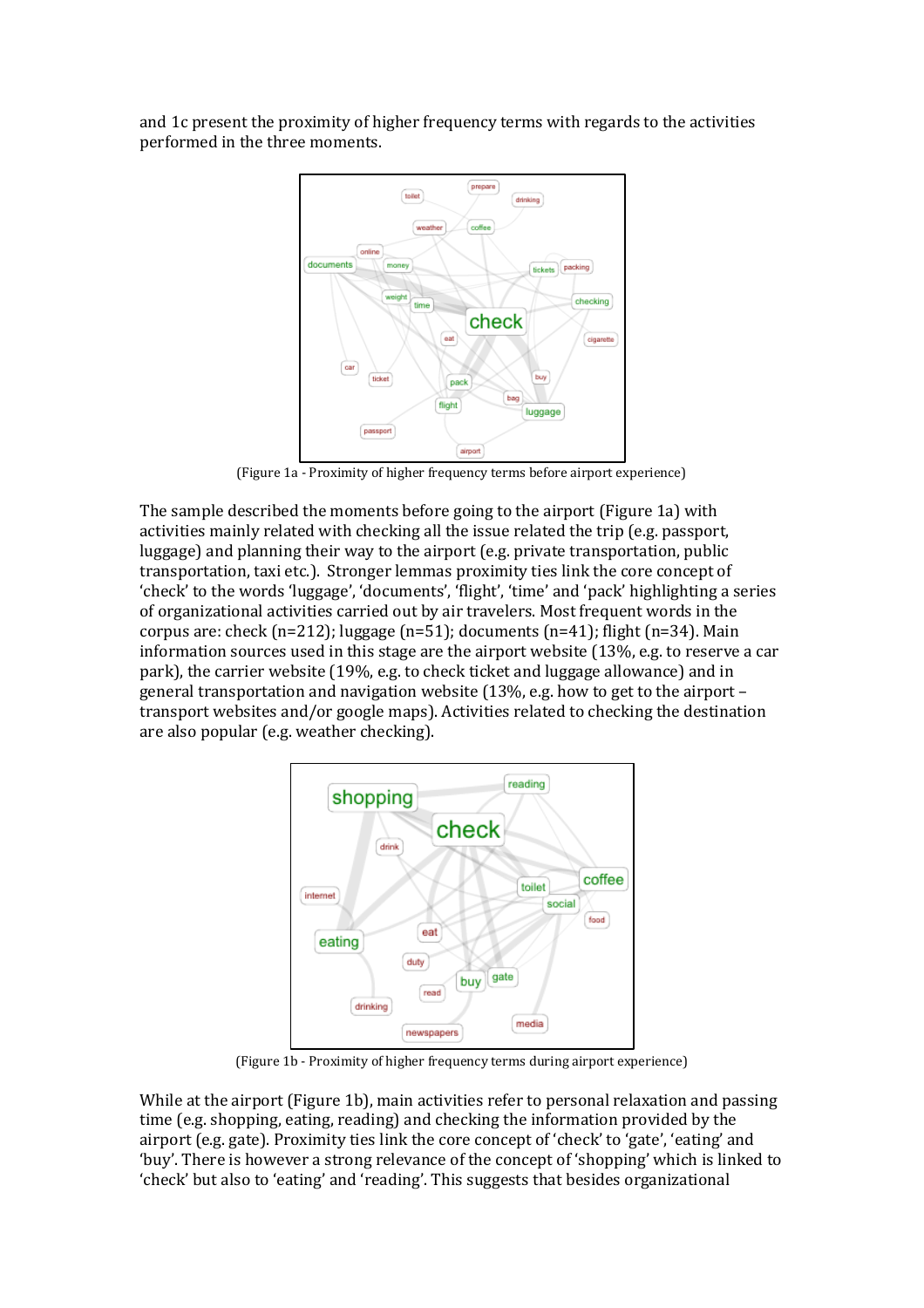and 1c present the proximity of higher frequency terms with regards to the activities performed in the three moments.

(Figure 1a - Proximity of higher frequency terms before airport experience)

The sample described the moments before going to the airport (Figure 1a) with activities mainly related with checking all the issue related the trip (e.g. passport, luggage) and planning their way to the airport (e.g. private transportation, public transportation, taxi etc.). Stronger lemmas proximity ties link the core concept of 'check' to the words 'luggage', 'documents', 'flight', 'time' and 'pack' highlighting a series of organizational activities carried out by air travelers. Most frequent words in the corpus are: check (n=212); luggage (n=51); documents (n=41); flight (n=34). Main information sources used in this stage are the airport website (13%, e.g. to reserve a car park), the carrier website (19%, e.g. to check ticket and luggage allowance) and in general transportation and navigation website (13%, e.g. how to get to the airport – transport websites and/or google maps). Activities related to checking the destination are also popular (e.g. weather checking).

(Figure 1b - Proximity of higher frequency terms during airport experience)

While at the airport (Figure 1b), main activities refer to personal relaxation and passing time (e.g. shopping, eating, reading) and checking the information provided by the airport (e.g. gate). Proximity ties link the core concept of 'check' to 'gate', 'eating' and 'buy'. There is however a strong relevance of the concept of 'shopping' which is linked to 'check' but also to 'eating' and 'reading'. This suggests that besides organizational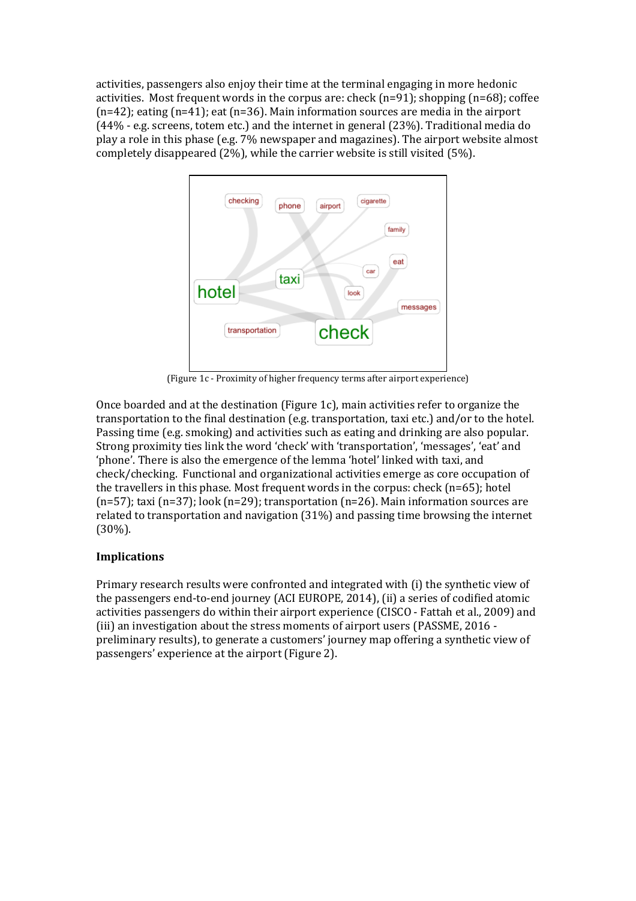activities, passengers also enjoy their time at the terminal engaging in more hedonic activities. Most frequent words in the corpus are: check (n=91); shopping (n=68); coffee (n=42); eating (n=41); eat (n=36). Main information sources are media in the airport (44% - e.g. screens, totem etc.) and the internet in general (23%). Traditional media do play a role in this phase (e.g. 7% newspaper and magazines). The airport website almost completely disappeared (2%), while the carrier website is still visited (5%).

(Figure 1c - Proximity of higher frequency terms after airport experience)

Once boarded and at the destination (Figure 1c), main activities refer to organize the transportation to the final destination (e.g. transportation, taxi etc.) and/or to the hotel. Passing time (e.g. smoking) and activities such as eating and drinking are also popular. Strong proximity ties link the word 'check' with 'transportation', 'messages', 'eat' and 'phone'. There is also the emergence of the lemma 'hotel' linked with taxi, and check/checking. Functional and organizational activities emerge as core occupation of the travellers in this phase. Most frequent words in the corpus: check (n=65); hotel (n=57); taxi (n=37); look (n=29); transportation (n=26). Main information sources are related to transportation and navigation (31%) and passing time browsing the internet (30%).

## Implications

Primary research results were confronted and integrated with (i) the synthetic view of the passengers end-to-end journey (ACI EUROPE, 2014), (ii) a series of codified atomic activities passengers do within their airport experience (CISCO - Fattah et al., 2009) and (iii) an investigation about the stress moments of airport users (PASSME, 2016 - preliminary results), to generate a customers' journey map offering a synthetic view of passengers' experience at the airport (Figure 2).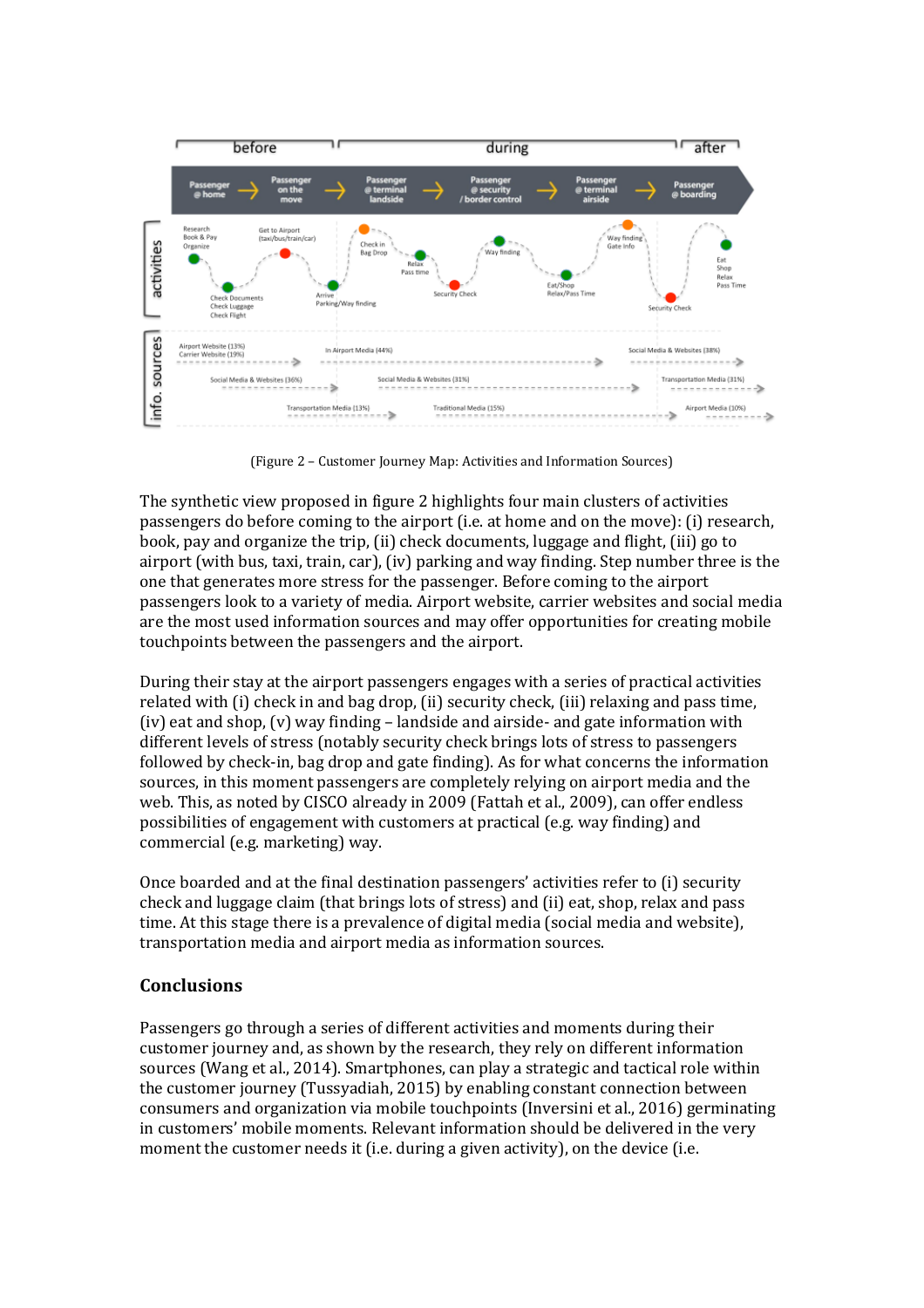(Figure 2 – Customer Journey Map: Activities and Information Sources)

The synthetic view proposed in figure 2 highlights four main clusters of activities passengers do before coming to the airport (i.e. at home and on the move): (i) research, book, pay and organize the trip, (ii) check documents, luggage and flight, (iii) go to airport (with bus, taxi, train, car), (iv) parking and way finding. Step number three is the one that generates more stress for the passenger. Before coming to the airport passengers look to a variety of media. Airport website, carrier websites and social media are the most used information sources and may offer opportunities for creating mobile touchpoints between the passengers and the airport.

During their stay at the airport passengers engages with a series of practical activities related with (i) check in and bag drop, (ii) security check, (iii) relaxing and pass time, (iv) eat and shop, (v) way finding – landside and airside- and gate information with different levels of stress (notably security check brings lots of stress to passengers followed by check-in, bag drop and gate finding). As for what concerns the information sources, in this moment passengers are completely relying on airport media and the web. This, as noted by CISCO already in 2009 (Fattah et al., 2009), can offer endless possibilities of engagement with customers at practical (e.g. way finding) and commercial (e.g. marketing) way.

Once boarded and at the final destination passengers' activities refer to (i) security check and luggage claim (that brings lots of stress) and (ii) eat, shop, relax and pass time. At this stage there is a prevalence of digital media (social media and website), transportation media and airport media as information sources.

## Conclusions

Passengers go through a series of different activities and moments during their customer journey and, as shown by the research, they rely on different information sources (Wang et al., 2014). Smartphones, can play a strategic and tactical role within the customer journey (Tussyadiah, 2015) by enabling constant connection between consumers and organization via mobile touchpoints (Inversini et al., 2016) germinating in customers' mobile moments. Relevant information should be delivered in the very moment the customer needs it (i.e. during a given activity), on the device (i.e.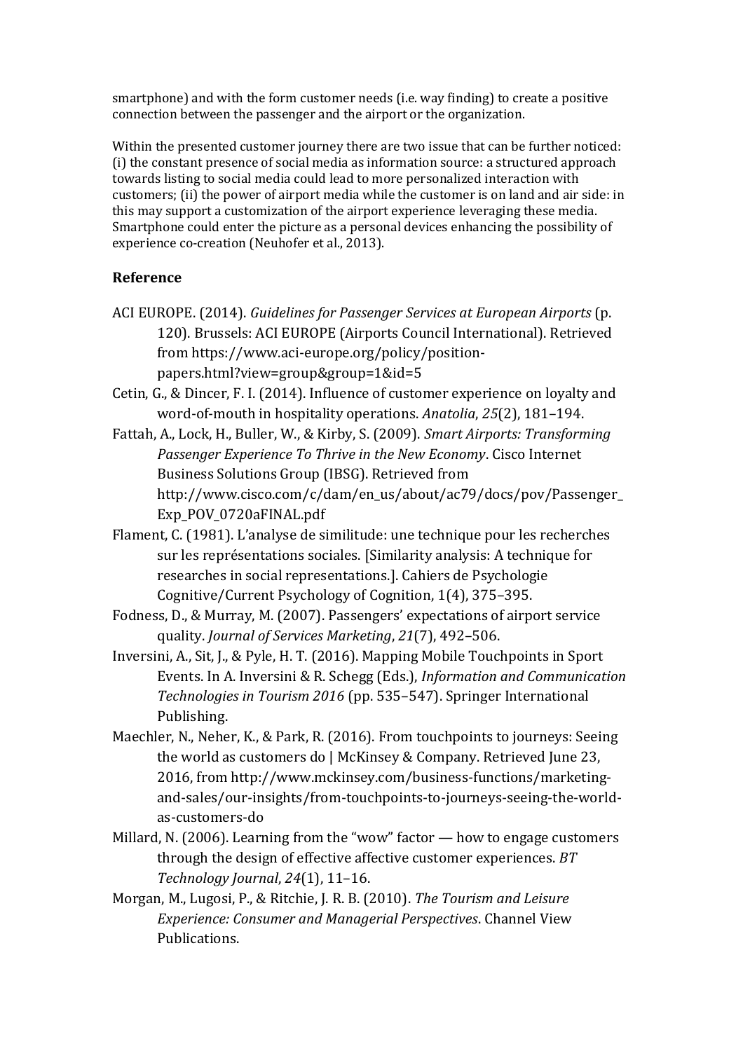smartphone) and with the form customer needs (i.e. way finding) to create a positive connection between the passenger and the airport or the organization.

Within the presented customer journey there are two issue that can be further noticed: (i) the constant presence of social media as information source: a structured approach towards listing to social media could lead to more personalized interaction with customers; (ii) the power of airport media while the customer is on land and air side: in this may support a customization of the airport experience leveraging these media. Smartphone could enter the picture as a personal devices enhancing the possibility of experience co-creation (Neuhofer et al., 2013).

## Reference

ACI EUROPE. (2014). *Guidelines for Passenger Services at European Airports* (p. 120). Brussels: ACI EUROPE (Airports Council International). Retrieved from https://www.aci-europe.org/policy/position-papers.html?view=group&group=1&id=5

Cetin, G., & Dincer, F. I. (2014). Influence of customer experience on loyalty and word-of-mouth in hospitality operations. *Anatolia*, *25*(2), 181–194.

Fattah, A., Lock, H., Buller, W., & Kirby, S. (2009). *Smart Airports: Transforming Passenger Experience To Thrive in the New Economy*. Cisco Internet Business Solutions Group (IBSG). Retrieved from http://www.cisco.com/c/dam/en_us/about/ac79/docs/pov/Passenger_Exp_POV_0720aFINAL.pdf

Flament, C. (1981). L'analyse de similitude: une technique pour les recherches sur les représentations sociales. [Similarity analysis: A technique for researches in social representations.]. Cahiers de Psychologie Cognitive/Current Psychology of Cognition, 1(4), 375–395.

Fodness, D., & Murray, M. (2007). Passengers' expectations of airport service quality. *Journal of Services Marketing*, *21*(7), 492–506.

Inversini, A., Sit, J., & Pyle, H. T. (2016). Mapping Mobile Touchpoints in Sport Events. In A. Inversini & R. Schegg (Eds.), *Information and Communication Technologies in Tourism 2016* (pp. 535–547). Springer International Publishing.

Maechler, N., Neher, K., & Park, R. (2016). From touchpoints to journeys: Seeing the world as customers do | McKinsey & Company. Retrieved June 23, 2016, from http://www.mckinsey.com/business-functions/marketing-and-sales/our-insights/from-touchpoints-to-journeys-seeing-the-world-as-customers-do

Millard, N. (2006). Learning from the "wow" factor — how to engage customers through the design of effective affective customer experiences. *BT Technology Journal*, *24*(1), 11–16.

Morgan, M., Lugosi, P., & Ritchie, J. R. B. (2010). *The Tourism and Leisure Experience: Consumer and Managerial Perspectives*. Channel View Publications.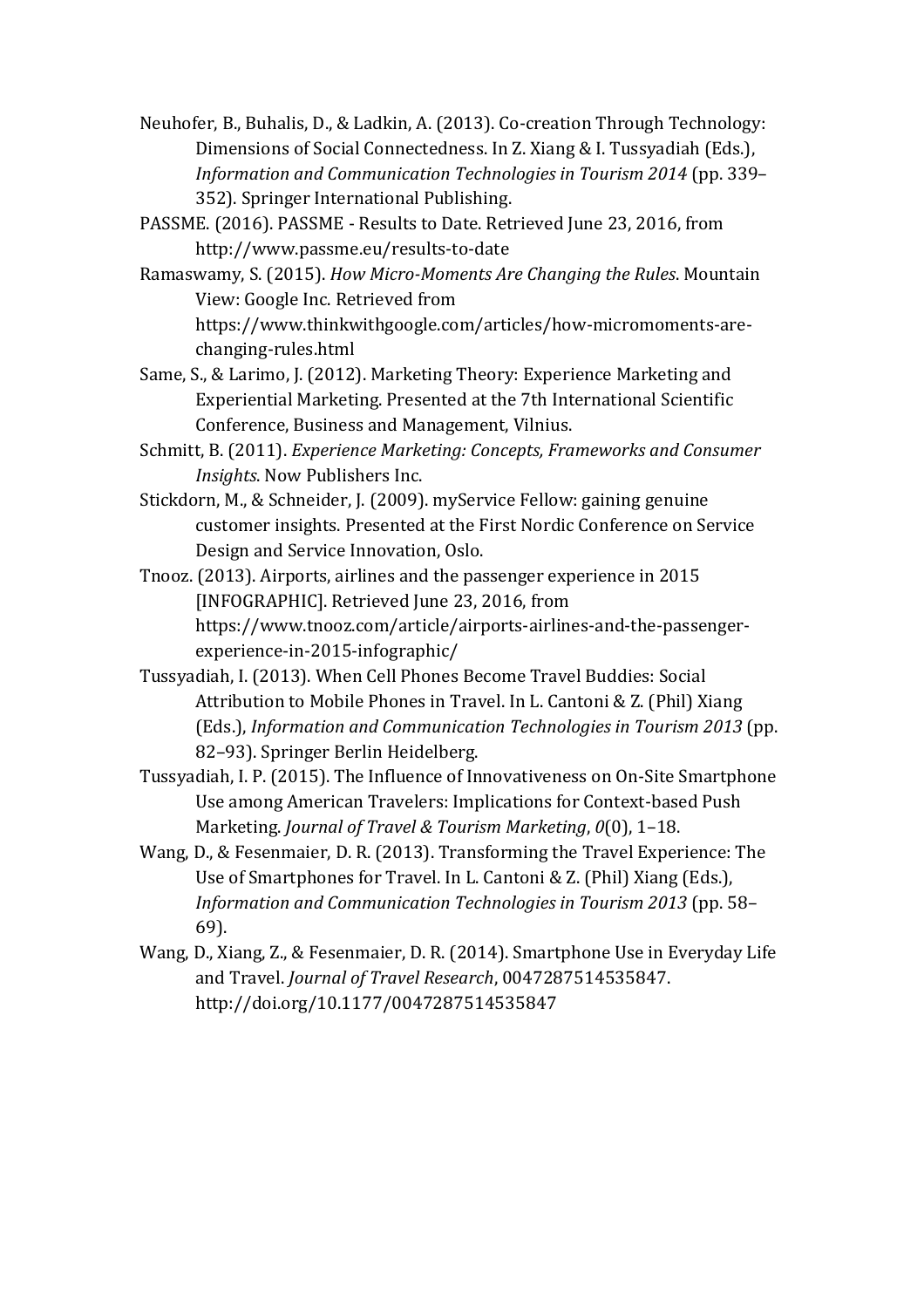Neuhofer, B., Buhalis, D., & Ladkin, A. (2013). Co-creation Through Technology: Dimensions of Social Connectedness. In Z. Xiang & I. Tussyadiah (Eds.), *Information and Communication Technologies in Tourism 2014* (pp. 339–352). Springer International Publishing.

PASSME. (2016). PASSME - Results to Date. Retrieved June 23, 2016, from http://www.passme.eu/results-to-date

Ramaswamy, S. (2015). *How Micro-Moments Are Changing the Rules*. Mountain View: Google Inc. Retrieved from https://www.thinkwithgoogle.com/articles/how-micromoments-are-changing-rules.html

Same, S., & Larimo, J. (2012). Marketing Theory: Experience Marketing and Experiential Marketing. Presented at the 7th International Scientific Conference, Business and Management, Vilnius.

Schmitt, B. (2011). *Experience Marketing: Concepts, Frameworks and Consumer Insights*. Now Publishers Inc.

Stickdorn, M., & Schneider, J. (2009). myService Fellow: gaining genuine customer insights. Presented at the First Nordic Conference on Service Design and Service Innovation, Oslo.

Tnooz. (2013). Airports, airlines and the passenger experience in 2015 [INFOGRAPHIC]. Retrieved June 23, 2016, from https://www.tnooz.com/article/airports-airlines-and-the-passenger-experience-in-2015-infographic/

Tussyadiah, I. (2013). When Cell Phones Become Travel Buddies: Social Attribution to Mobile Phones in Travel. In L. Cantoni & Z. (Phil) Xiang (Eds.), *Information and Communication Technologies in Tourism 2013* (pp. 82–93). Springer Berlin Heidelberg.

Tussyadiah, I. P. (2015). The Influence of Innovativeness on On-Site Smartphone Use among American Travelers: Implications for Context-based Push Marketing. *Journal of Travel & Tourism Marketing*, *0*(0), 1–18.

Wang, D., & Fesenmaier, D. R. (2013). Transforming the Travel Experience: The Use of Smartphones for Travel. In L. Cantoni & Z. (Phil) Xiang (Eds.), *Information and Communication Technologies in Tourism 2013* (pp. 58–69).

Wang, D., Xiang, Z., & Fesenmaier, D. R. (2014). Smartphone Use in Everyday Life and Travel. *Journal of Travel Research*, 0047287514535847. http://doi.org/10.1177/0047287514535847